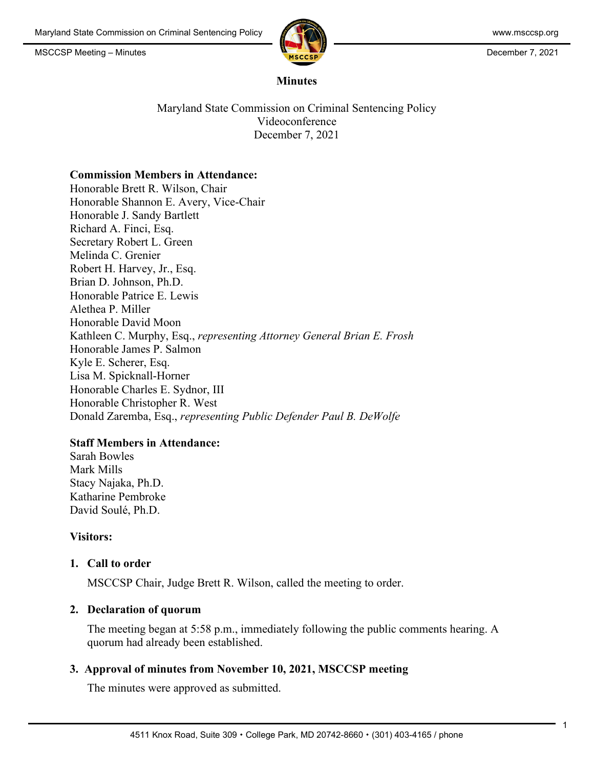# Minutes

Maryland State Commission on Criminal Sentencing Policy
Videoconference
December 7, 2021

**Commission Members in Attendance:**
Honorable Brett R. Wilson, Chair
Honorable Shannon E. Avery, Vice-Chair
Honorable J. Sandy Bartlett
Richard A. Finci, Esq.
Secretary Robert L. Green
Melinda C. Grenier
Robert H. Harvey, Jr., Esq.
Brian D. Johnson, Ph.D.
Honorable Patrice E. Lewis
Alethea P. Miller
Honorable David Moon
Kathleen C. Murphy, Esq., *representing Attorney General Brian E. Frosh*
Honorable James P. Salmon
Kyle E. Scherer, Esq.
Lisa M. Spicknall-Horner
Honorable Charles E. Sydnor, III
Honorable Christopher R. West
Donald Zaremba, Esq., *representing Public Defender Paul B. DeWolfe*

**Staff Members in Attendance:**
Sarah Bowles
Mark Mills
Stacy Najaka, Ph.D.
Katharine Pembroke
David Soulé, Ph.D.

**Visitors:**

## 1. Call to order

MSCCSP Chair, Judge Brett R. Wilson, called the meeting to order.

## 2. Declaration of quorum

The meeting began at 5:58 p.m., immediately following the public comments hearing. A quorum had already been established.

## 3. Approval of minutes from November 10, 2021, MSCCSP meeting

The minutes were approved as submitted.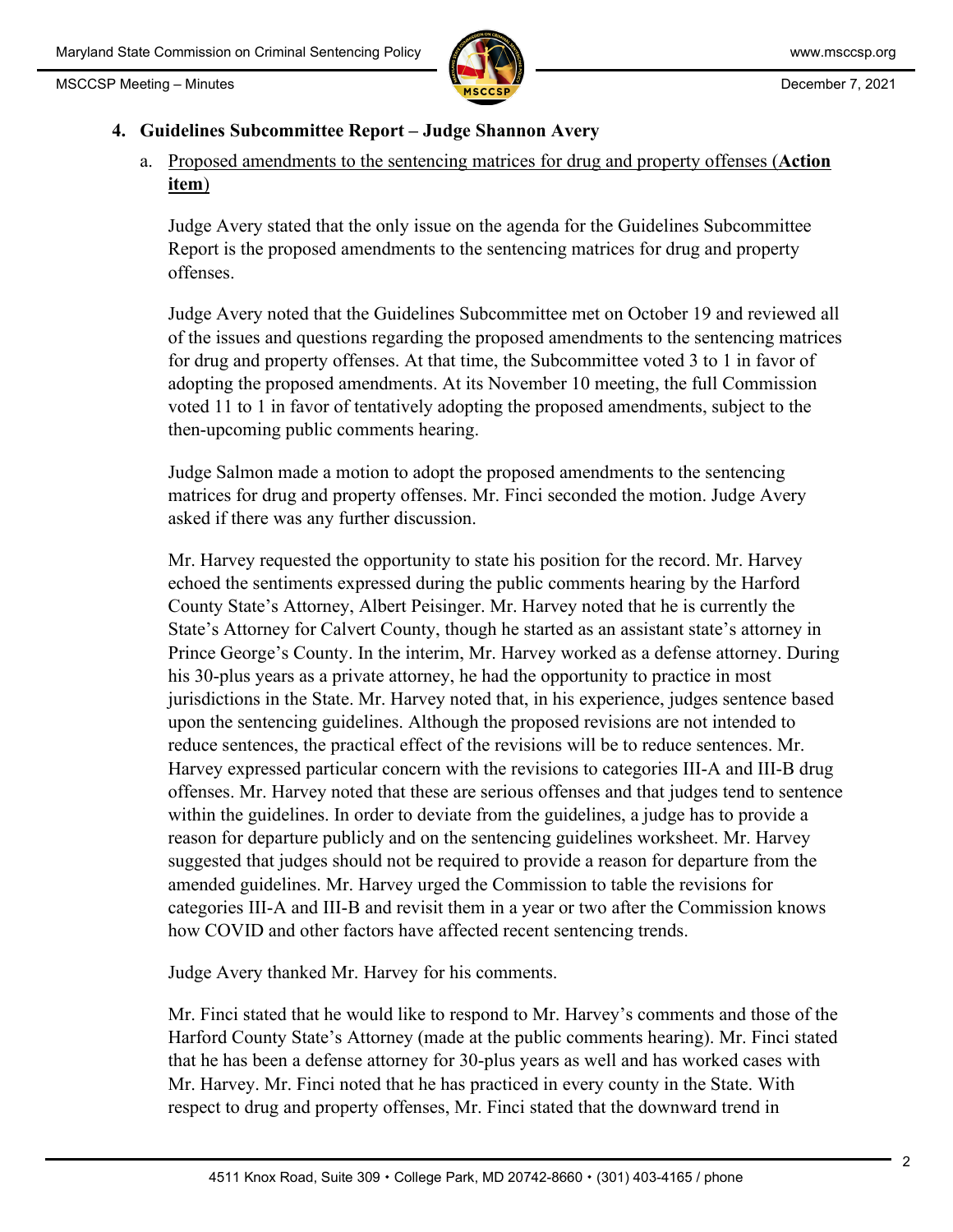## 4. Guidelines Subcommittee Report – Judge Shannon Avery

a. Proposed amendments to the sentencing matrices for drug and property offenses (**Action item**)

Judge Avery stated that the only issue on the agenda for the Guidelines Subcommittee Report is the proposed amendments to the sentencing matrices for drug and property offenses.

Judge Avery noted that the Guidelines Subcommittee met on October 19 and reviewed all of the issues and questions regarding the proposed amendments to the sentencing matrices for drug and property offenses. At that time, the Subcommittee voted 3 to 1 in favor of adopting the proposed amendments. At its November 10 meeting, the full Commission voted 11 to 1 in favor of tentatively adopting the proposed amendments, subject to the then-upcoming public comments hearing.

Judge Salmon made a motion to adopt the proposed amendments to the sentencing matrices for drug and property offenses. Mr. Finci seconded the motion. Judge Avery asked if there was any further discussion.

Mr. Harvey requested the opportunity to state his position for the record. Mr. Harvey echoed the sentiments expressed during the public comments hearing by the Harford County State's Attorney, Albert Peisinger. Mr. Harvey noted that he is currently the State's Attorney for Calvert County, though he started as an assistant state's attorney in Prince George's County. In the interim, Mr. Harvey worked as a defense attorney. During his 30-plus years as a private attorney, he had the opportunity to practice in most jurisdictions in the State. Mr. Harvey noted that, in his experience, judges sentence based upon the sentencing guidelines. Although the proposed revisions are not intended to reduce sentences, the practical effect of the revisions will be to reduce sentences. Mr. Harvey expressed particular concern with the revisions to categories III-A and III-B drug offenses. Mr. Harvey noted that these are serious offenses and that judges tend to sentence within the guidelines. In order to deviate from the guidelines, a judge has to provide a reason for departure publicly and on the sentencing guidelines worksheet. Mr. Harvey suggested that judges should not be required to provide a reason for departure from the amended guidelines. Mr. Harvey urged the Commission to table the revisions for categories III-A and III-B and revisit them in a year or two after the Commission knows how COVID and other factors have affected recent sentencing trends.

Judge Avery thanked Mr. Harvey for his comments.

Mr. Finci stated that he would like to respond to Mr. Harvey's comments and those of the Harford County State's Attorney (made at the public comments hearing). Mr. Finci stated that he has been a defense attorney for 30-plus years as well and has worked cases with Mr. Harvey. Mr. Finci noted that he has practiced in every county in the State. With respect to drug and property offenses, Mr. Finci stated that the downward trend in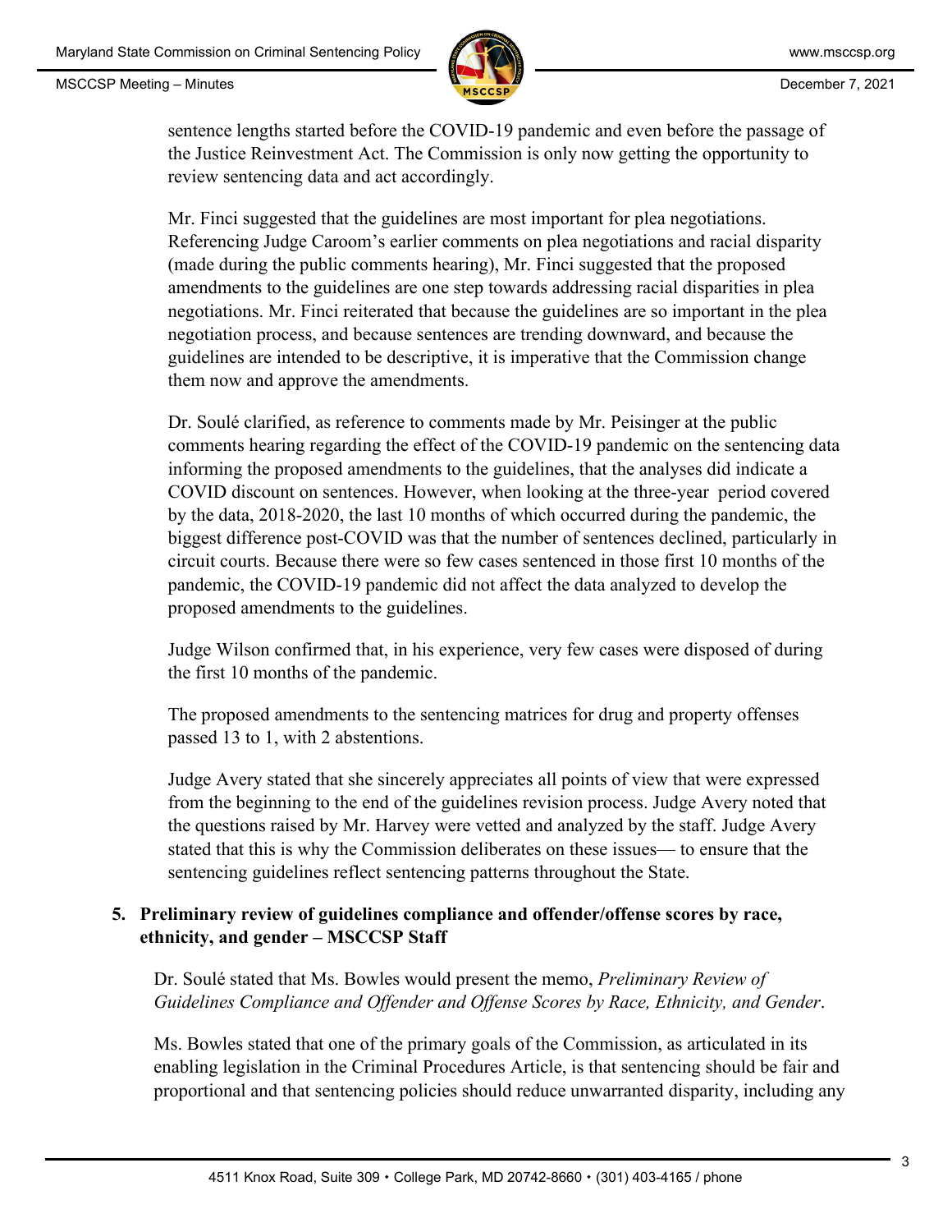sentence lengths started before the COVID-19 pandemic and even before the passage of the Justice Reinvestment Act. The Commission is only now getting the opportunity to review sentencing data and act accordingly.

Mr. Finci suggested that the guidelines are most important for plea negotiations. Referencing Judge Caroom's earlier comments on plea negotiations and racial disparity (made during the public comments hearing), Mr. Finci suggested that the proposed amendments to the guidelines are one step towards addressing racial disparities in plea negotiations. Mr. Finci reiterated that because the guidelines are so important in the plea negotiation process, and because sentences are trending downward, and because the guidelines are intended to be descriptive, it is imperative that the Commission change them now and approve the amendments.

Dr. Soulé clarified, as reference to comments made by Mr. Peisinger at the public comments hearing regarding the effect of the COVID-19 pandemic on the sentencing data informing the proposed amendments to the guidelines, that the analyses did indicate a COVID discount on sentences. However, when looking at the three-year period covered by the data, 2018-2020, the last 10 months of which occurred during the pandemic, the biggest difference post-COVID was that the number of sentences declined, particularly in circuit courts. Because there were so few cases sentenced in those first 10 months of the pandemic, the COVID-19 pandemic did not affect the data analyzed to develop the proposed amendments to the guidelines.

Judge Wilson confirmed that, in his experience, very few cases were disposed of during the first 10 months of the pandemic.

The proposed amendments to the sentencing matrices for drug and property offenses passed 13 to 1, with 2 abstentions.

Judge Avery stated that she sincerely appreciates all points of view that were expressed from the beginning to the end of the guidelines revision process. Judge Avery noted that the questions raised by Mr. Harvey were vetted and analyzed by the staff. Judge Avery stated that this is why the Commission deliberates on these issues— to ensure that the sentencing guidelines reflect sentencing patterns throughout the State.

**5. Preliminary review of guidelines compliance and offender/offense scores by race, ethnicity, and gender – MSCCSP Staff**

Dr. Soulé stated that Ms. Bowles would present the memo, *Preliminary Review of Guidelines Compliance and Offender and Offense Scores by Race, Ethnicity, and Gender*.

Ms. Bowles stated that one of the primary goals of the Commission, as articulated in its enabling legislation in the Criminal Procedures Article, is that sentencing should be fair and proportional and that sentencing policies should reduce unwarranted disparity, including any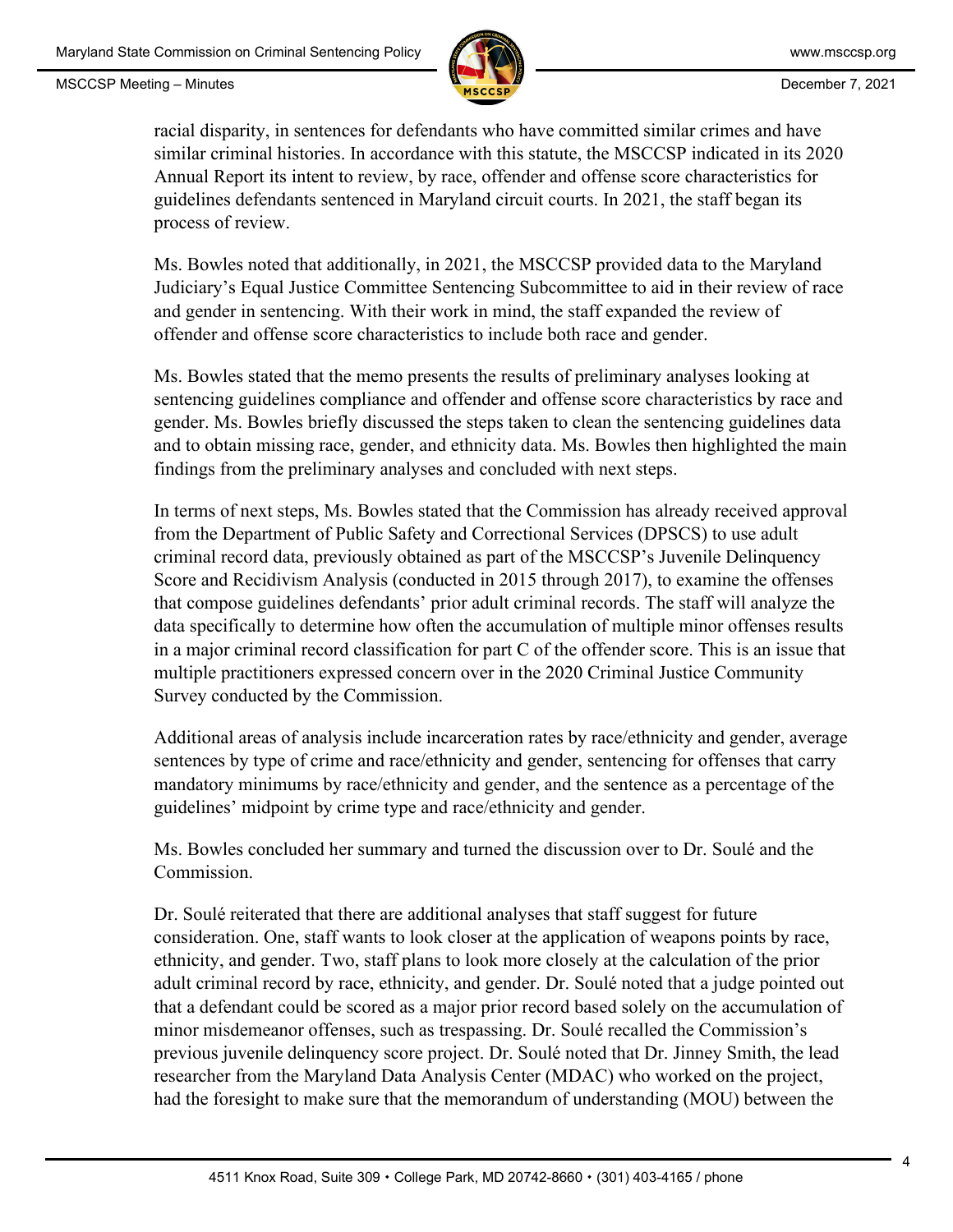racial disparity, in sentences for defendants who have committed similar crimes and have similar criminal histories. In accordance with this statute, the MSCCSP indicated in its 2020 Annual Report its intent to review, by race, offender and offense score characteristics for guidelines defendants sentenced in Maryland circuit courts. In 2021, the staff began its process of review.

Ms. Bowles noted that additionally, in 2021, the MSCCSP provided data to the Maryland Judiciary's Equal Justice Committee Sentencing Subcommittee to aid in their review of race and gender in sentencing. With their work in mind, the staff expanded the review of offender and offense score characteristics to include both race and gender.

Ms. Bowles stated that the memo presents the results of preliminary analyses looking at sentencing guidelines compliance and offender and offense score characteristics by race and gender. Ms. Bowles briefly discussed the steps taken to clean the sentencing guidelines data and to obtain missing race, gender, and ethnicity data. Ms. Bowles then highlighted the main findings from the preliminary analyses and concluded with next steps.

In terms of next steps, Ms. Bowles stated that the Commission has already received approval from the Department of Public Safety and Correctional Services (DPSCS) to use adult criminal record data, previously obtained as part of the MSCCSP's Juvenile Delinquency Score and Recidivism Analysis (conducted in 2015 through 2017), to examine the offenses that compose guidelines defendants' prior adult criminal records. The staff will analyze the data specifically to determine how often the accumulation of multiple minor offenses results in a major criminal record classification for part C of the offender score. This is an issue that multiple practitioners expressed concern over in the 2020 Criminal Justice Community Survey conducted by the Commission.

Additional areas of analysis include incarceration rates by race/ethnicity and gender, average sentences by type of crime and race/ethnicity and gender, sentencing for offenses that carry mandatory minimums by race/ethnicity and gender, and the sentence as a percentage of the guidelines' midpoint by crime type and race/ethnicity and gender.

Ms. Bowles concluded her summary and turned the discussion over to Dr. Soulé and the Commission.

Dr. Soulé reiterated that there are additional analyses that staff suggest for future consideration. One, staff wants to look closer at the application of weapons points by race, ethnicity, and gender. Two, staff plans to look more closely at the calculation of the prior adult criminal record by race, ethnicity, and gender. Dr. Soulé noted that a judge pointed out that a defendant could be scored as a major prior record based solely on the accumulation of minor misdemeanor offenses, such as trespassing. Dr. Soulé recalled the Commission's previous juvenile delinquency score project. Dr. Soulé noted that Dr. Jinney Smith, the lead researcher from the Maryland Data Analysis Center (MDAC) who worked on the project, had the foresight to make sure that the memorandum of understanding (MOU) between the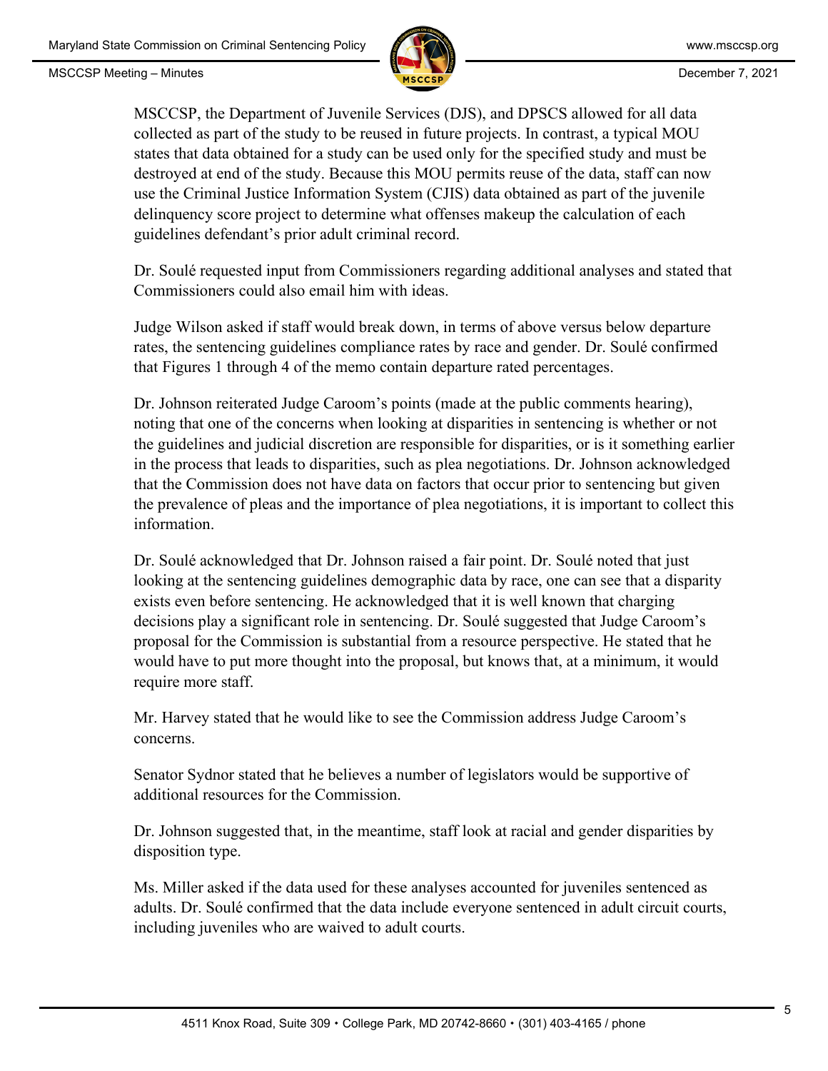MSCCSP, the Department of Juvenile Services (DJS), and DPSCS allowed for all data collected as part of the study to be reused in future projects. In contrast, a typical MOU states that data obtained for a study can be used only for the specified study and must be destroyed at end of the study. Because this MOU permits reuse of the data, staff can now use the Criminal Justice Information System (CJIS) data obtained as part of the juvenile delinquency score project to determine what offenses makeup the calculation of each guidelines defendant's prior adult criminal record.

Dr. Soulé requested input from Commissioners regarding additional analyses and stated that Commissioners could also email him with ideas.

Judge Wilson asked if staff would break down, in terms of above versus below departure rates, the sentencing guidelines compliance rates by race and gender. Dr. Soulé confirmed that Figures 1 through 4 of the memo contain departure rated percentages.

Dr. Johnson reiterated Judge Caroom's points (made at the public comments hearing), noting that one of the concerns when looking at disparities in sentencing is whether or not the guidelines and judicial discretion are responsible for disparities, or is it something earlier in the process that leads to disparities, such as plea negotiations. Dr. Johnson acknowledged that the Commission does not have data on factors that occur prior to sentencing but given the prevalence of pleas and the importance of plea negotiations, it is important to collect this information.

Dr. Soulé acknowledged that Dr. Johnson raised a fair point. Dr. Soulé noted that just looking at the sentencing guidelines demographic data by race, one can see that a disparity exists even before sentencing. He acknowledged that it is well known that charging decisions play a significant role in sentencing. Dr. Soulé suggested that Judge Caroom's proposal for the Commission is substantial from a resource perspective. He stated that he would have to put more thought into the proposal, but knows that, at a minimum, it would require more staff.

Mr. Harvey stated that he would like to see the Commission address Judge Caroom's concerns.

Senator Sydnor stated that he believes a number of legislators would be supportive of additional resources for the Commission.

Dr. Johnson suggested that, in the meantime, staff look at racial and gender disparities by disposition type.

Ms. Miller asked if the data used for these analyses accounted for juveniles sentenced as adults. Dr. Soulé confirmed that the data include everyone sentenced in adult circuit courts, including juveniles who are waived to adult courts.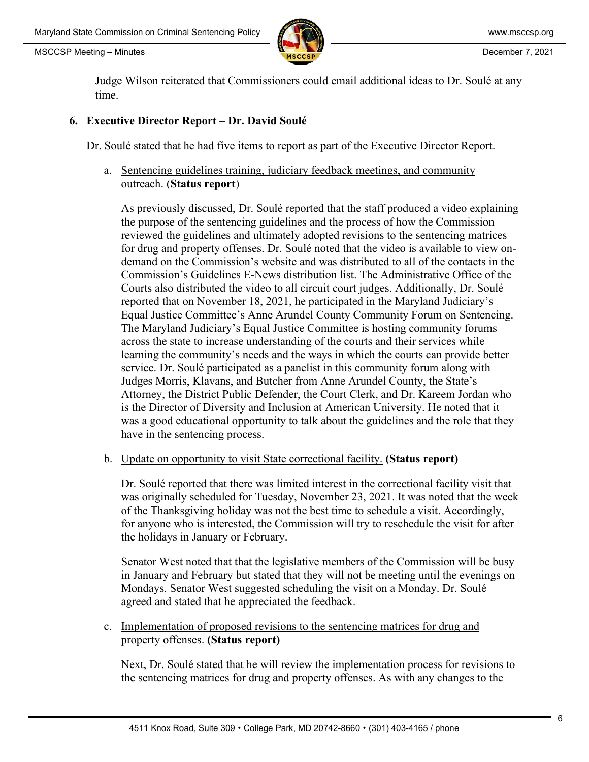Judge Wilson reiterated that Commissioners could email additional ideas to Dr. Soulé at any time.

## 6. Executive Director Report – Dr. David Soulé

Dr. Soulé stated that he had five items to report as part of the Executive Director Report.

a. Sentencing guidelines training, judiciary feedback meetings, and community outreach. (**Status report**)

As previously discussed, Dr. Soulé reported that the staff produced a video explaining the purpose of the sentencing guidelines and the process of how the Commission reviewed the guidelines and ultimately adopted revisions to the sentencing matrices for drug and property offenses. Dr. Soulé noted that the video is available to view on-demand on the Commission's website and was distributed to all of the contacts in the Commission's Guidelines E-News distribution list. The Administrative Office of the Courts also distributed the video to all circuit court judges. Additionally, Dr. Soulé reported that on November 18, 2021, he participated in the Maryland Judiciary's Equal Justice Committee's Anne Arundel County Community Forum on Sentencing. The Maryland Judiciary's Equal Justice Committee is hosting community forums across the state to increase understanding of the courts and their services while learning the community's needs and the ways in which the courts can provide better service. Dr. Soulé participated as a panelist in this community forum along with Judges Morris, Klavans, and Butcher from Anne Arundel County, the State's Attorney, the District Public Defender, the Court Clerk, and Dr. Kareem Jordan who is the Director of Diversity and Inclusion at American University. He noted that it was a good educational opportunity to talk about the guidelines and the role that they have in the sentencing process.

b. Update on opportunity to visit State correctional facility. **(Status report)**

Dr. Soulé reported that there was limited interest in the correctional facility visit that was originally scheduled for Tuesday, November 23, 2021. It was noted that the week of the Thanksgiving holiday was not the best time to schedule a visit. Accordingly, for anyone who is interested, the Commission will try to reschedule the visit for after the holidays in January or February.

Senator West noted that that the legislative members of the Commission will be busy in January and February but stated that they will not be meeting until the evenings on Mondays. Senator West suggested scheduling the visit on a Monday. Dr. Soulé agreed and stated that he appreciated the feedback.

c. Implementation of proposed revisions to the sentencing matrices for drug and property offenses. **(Status report)**

Next, Dr. Soulé stated that he will review the implementation process for revisions to the sentencing matrices for drug and property offenses. As with any changes to the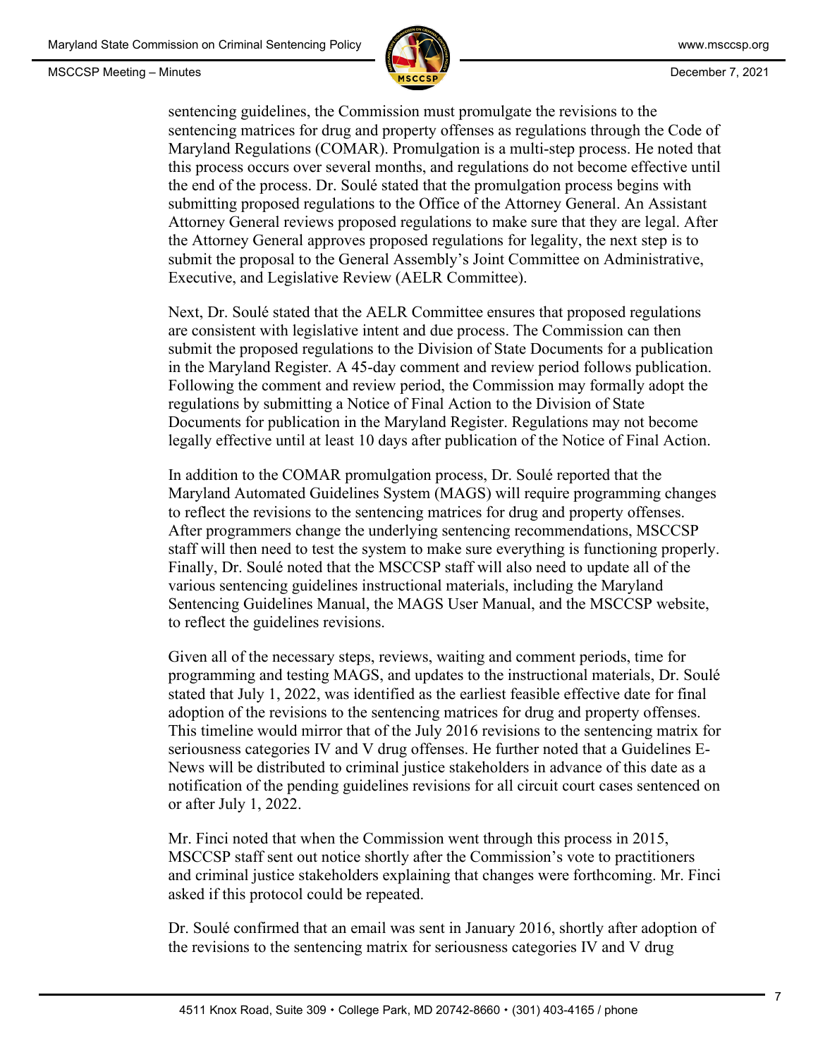sentencing guidelines, the Commission must promulgate the revisions to the sentencing matrices for drug and property offenses as regulations through the Code of Maryland Regulations (COMAR). Promulgation is a multi-step process. He noted that this process occurs over several months, and regulations do not become effective until the end of the process. Dr. Soulé stated that the promulgation process begins with submitting proposed regulations to the Office of the Attorney General. An Assistant Attorney General reviews proposed regulations to make sure that they are legal. After the Attorney General approves proposed regulations for legality, the next step is to submit the proposal to the General Assembly's Joint Committee on Administrative, Executive, and Legislative Review (AELR Committee).

Next, Dr. Soulé stated that the AELR Committee ensures that proposed regulations are consistent with legislative intent and due process. The Commission can then submit the proposed regulations to the Division of State Documents for a publication in the Maryland Register. A 45-day comment and review period follows publication. Following the comment and review period, the Commission may formally adopt the regulations by submitting a Notice of Final Action to the Division of State Documents for publication in the Maryland Register. Regulations may not become legally effective until at least 10 days after publication of the Notice of Final Action.

In addition to the COMAR promulgation process, Dr. Soulé reported that the Maryland Automated Guidelines System (MAGS) will require programming changes to reflect the revisions to the sentencing matrices for drug and property offenses. After programmers change the underlying sentencing recommendations, MSCCSP staff will then need to test the system to make sure everything is functioning properly. Finally, Dr. Soulé noted that the MSCCSP staff will also need to update all of the various sentencing guidelines instructional materials, including the Maryland Sentencing Guidelines Manual, the MAGS User Manual, and the MSCCSP website, to reflect the guidelines revisions.

Given all of the necessary steps, reviews, waiting and comment periods, time for programming and testing MAGS, and updates to the instructional materials, Dr. Soulé stated that July 1, 2022, was identified as the earliest feasible effective date for final adoption of the revisions to the sentencing matrices for drug and property offenses. This timeline would mirror that of the July 2016 revisions to the sentencing matrix for seriousness categories IV and V drug offenses. He further noted that a Guidelines E-News will be distributed to criminal justice stakeholders in advance of this date as a notification of the pending guidelines revisions for all circuit court cases sentenced on or after July 1, 2022.

Mr. Finci noted that when the Commission went through this process in 2015, MSCCSP staff sent out notice shortly after the Commission's vote to practitioners and criminal justice stakeholders explaining that changes were forthcoming. Mr. Finci asked if this protocol could be repeated.

Dr. Soulé confirmed that an email was sent in January 2016, shortly after adoption of the revisions to the sentencing matrix for seriousness categories IV and V drug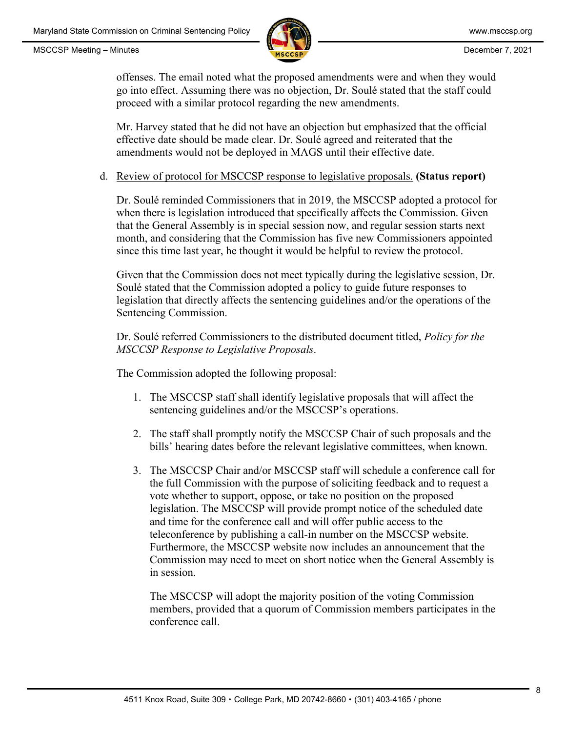offenses. The email noted what the proposed amendments were and when they would go into effect. Assuming there was no objection, Dr. Soulé stated that the staff could proceed with a similar protocol regarding the new amendments.

Mr. Harvey stated that he did not have an objection but emphasized that the official effective date should be made clear. Dr. Soulé agreed and reiterated that the amendments would not be deployed in MAGS until their effective date.

d. Review of protocol for MSCCSP response to legislative proposals. **(Status report)**

Dr. Soulé reminded Commissioners that in 2019, the MSCCSP adopted a protocol for when there is legislation introduced that specifically affects the Commission. Given that the General Assembly is in special session now, and regular session starts next month, and considering that the Commission has five new Commissioners appointed since this time last year, he thought it would be helpful to review the protocol.

Given that the Commission does not meet typically during the legislative session, Dr. Soulé stated that the Commission adopted a policy to guide future responses to legislation that directly affects the sentencing guidelines and/or the operations of the Sentencing Commission.

Dr. Soulé referred Commissioners to the distributed document titled, *Policy for the MSCCSP Response to Legislative Proposals*.

The Commission adopted the following proposal:

1. The MSCCSP staff shall identify legislative proposals that will affect the sentencing guidelines and/or the MSCCSP's operations.

2. The staff shall promptly notify the MSCCSP Chair of such proposals and the bills' hearing dates before the relevant legislative committees, when known.

3. The MSCCSP Chair and/or MSCCSP staff will schedule a conference call for the full Commission with the purpose of soliciting feedback and to request a vote whether to support, oppose, or take no position on the proposed legislation. The MSCCSP will provide prompt notice of the scheduled date and time for the conference call and will offer public access to the teleconference by publishing a call-in number on the MSCCSP website. Furthermore, the MSCCSP website now includes an announcement that the Commission may need to meet on short notice when the General Assembly is in session.

   The MSCCSP will adopt the majority position of the voting Commission members, provided that a quorum of Commission members participates in the conference call.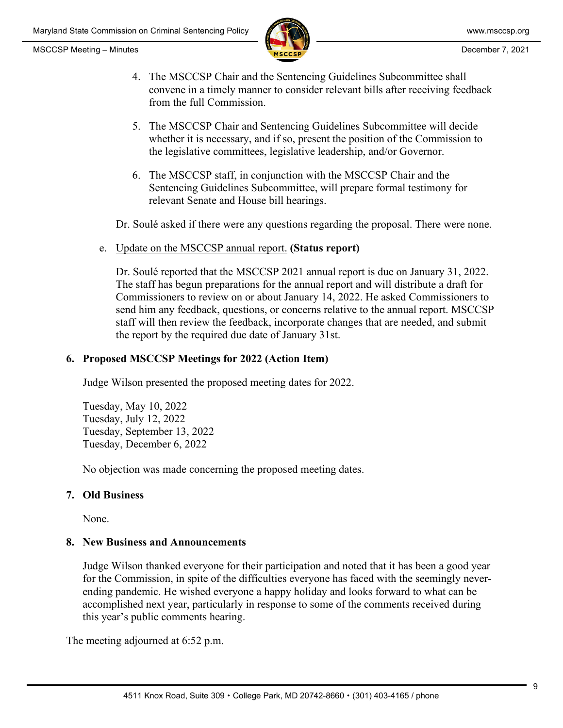4. The MSCCSP Chair and the Sentencing Guidelines Subcommittee shall convene in a timely manner to consider relevant bills after receiving feedback from the full Commission.

5. The MSCCSP Chair and Sentencing Guidelines Subcommittee will decide whether it is necessary, and if so, present the position of the Commission to the legislative committees, legislative leadership, and/or Governor.

6. The MSCCSP staff, in conjunction with the MSCCSP Chair and the Sentencing Guidelines Subcommittee, will prepare formal testimony for relevant Senate and House bill hearings.

Dr. Soulé asked if there were any questions regarding the proposal. There were none.

e. Update on the MSCCSP annual report. **(Status report)**

Dr. Soulé reported that the MSCCSP 2021 annual report is due on January 31, 2022. The staff has begun preparations for the annual report and will distribute a draft for Commissioners to review on or about January 14, 2022. He asked Commissioners to send him any feedback, questions, or concerns relative to the annual report. MSCCSP staff will then review the feedback, incorporate changes that are needed, and submit the report by the required due date of January 31st.

**6. Proposed MSCCSP Meetings for 2022 (Action Item)**

Judge Wilson presented the proposed meeting dates for 2022.

Tuesday, May 10, 2022
Tuesday, July 12, 2022
Tuesday, September 13, 2022
Tuesday, December 6, 2022

No objection was made concerning the proposed meeting dates.

**7. Old Business**

None.

**8. New Business and Announcements**

Judge Wilson thanked everyone for their participation and noted that it has been a good year for the Commission, in spite of the difficulties everyone has faced with the seemingly never-ending pandemic. He wished everyone a happy holiday and looks forward to what can be accomplished next year, particularly in response to some of the comments received during this year's public comments hearing.

The meeting adjourned at 6:52 p.m.